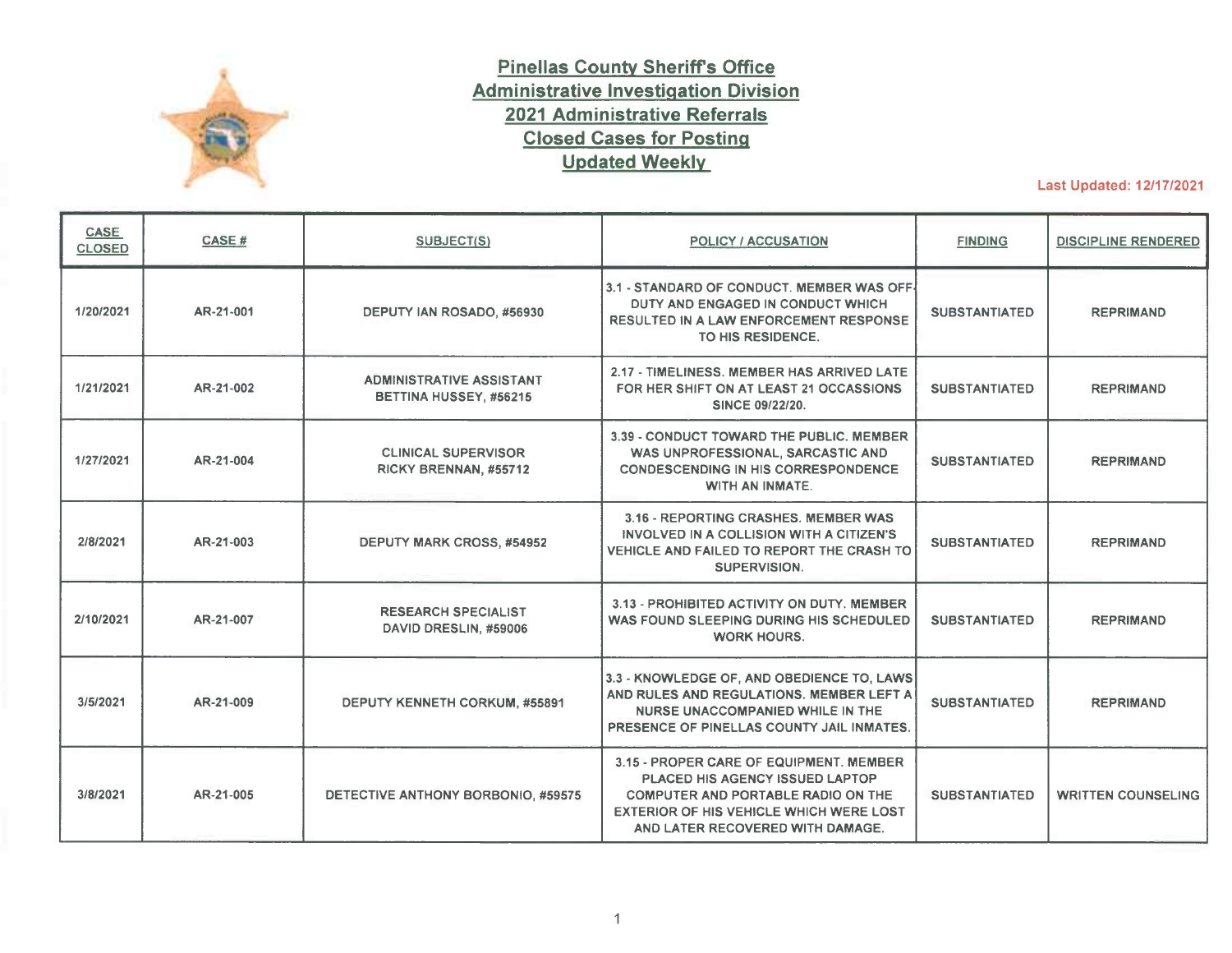# Pinellas County Sheriff's Office
## Administrative Investigation Division
## 2021 Administrative Referrals
## Closed Cases for Posting
## Updated Weekly

Last Updated: 12/17/2021

| CASE CLOSED | CASE # | SUBJECT(S) | POLICY / ACCUSATION | FINDING | DISCIPLINE RENDERED |
|---|---|---|---|---|---|
| 1/20/2021 | AR-21-001 | DEPUTY IAN ROSADO, #56930 | 3.1 - STANDARD OF CONDUCT. MEMBER WAS OFF-DUTY AND ENGAGED IN CONDUCT WHICH RESULTED IN A LAW ENFORCEMENT RESPONSE TO HIS RESIDENCE. | SUBSTANTIATED | REPRIMAND |
| 1/21/2021 | AR-21-002 | ADMINISTRATIVE ASSISTANT BETTINA HUSSEY, #56215 | 2.17 - TIMELINESS. MEMBER HAS ARRIVED LATE FOR HER SHIFT ON AT LEAST 21 OCCASSIONS SINCE 09/22/20. | SUBSTANTIATED | REPRIMAND |
| 1/27/2021 | AR-21-004 | CLINICAL SUPERVISOR RICKY BRENNAN, #55712 | 3.39 - CONDUCT TOWARD THE PUBLIC. MEMBER WAS UNPROFESSIONAL, SARCASTIC AND CONDESCENDING IN HIS CORRESPONDENCE WITH AN INMATE. | SUBSTANTIATED | REPRIMAND |
| 2/8/2021 | AR-21-003 | DEPUTY MARK CROSS, #54952 | 3.16 - REPORTING CRASHES. MEMBER WAS INVOLVED IN A COLLISION WITH A CITIZEN'S VEHICLE AND FAILED TO REPORT THE CRASH TO SUPERVISION. | SUBSTANTIATED | REPRIMAND |
| 2/10/2021 | AR-21-007 | RESEARCH SPECIALIST DAVID DRESLIN, #59006 | 3.13 - PROHIBITED ACTIVITY ON DUTY. MEMBER WAS FOUND SLEEPING DURING HIS SCHEDULED WORK HOURS. | SUBSTANTIATED | REPRIMAND |
| 3/5/2021 | AR-21-009 | DEPUTY KENNETH CORKUM, #55891 | 3.3 - KNOWLEDGE OF, AND OBEDIENCE TO, LAWS AND RULES AND REGULATIONS. MEMBER LEFT A NURSE UNACCOMPANIED WHILE IN THE PRESENCE OF PINELLAS COUNTY JAIL INMATES. | SUBSTANTIATED | REPRIMAND |
| 3/8/2021 | AR-21-005 | DETECTIVE ANTHONY BORBONIO, #59575 | 3.15 - PROPER CARE OF EQUIPMENT. MEMBER PLACED HIS AGENCY ISSUED LAPTOP COMPUTER AND PORTABLE RADIO ON THE EXTERIOR OF HIS VEHICLE WHICH WERE LOST AND LATER RECOVERED WITH DAMAGE. | SUBSTANTIATED | WRITTEN COUNSELING |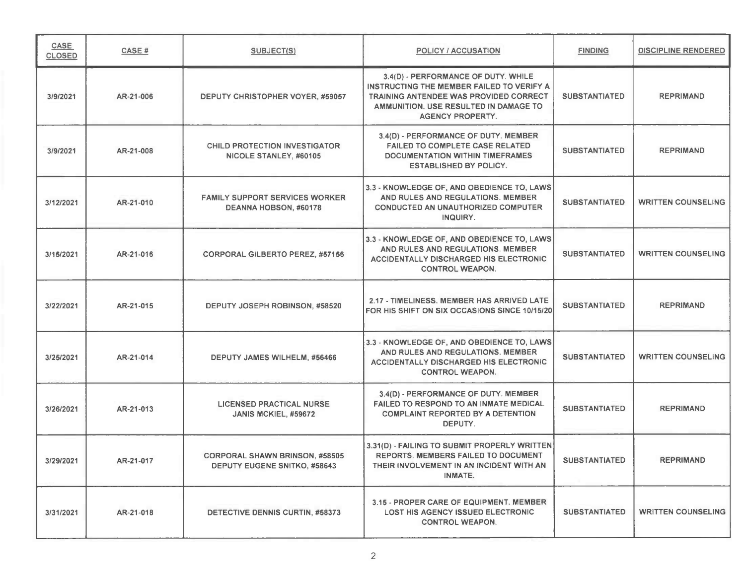| CASE CLOSED | CASE # | SUBJECT(S) | POLICY / ACCUSATION | FINDING | DISCIPLINE RENDERED |
|---|---|---|---|---|---|
| 3/9/2021 | AR-21-006 | DEPUTY CHRISTOPHER VOYER, #59057 | 3.4(D) - PERFORMANCE OF DUTY. WHILE INSTRUCTING THE MEMBER FAILED TO VERIFY A TRAINING ANTENDEE WAS PROVIDED CORRECT AMMUNITION. USE RESULTED IN DAMAGE TO AGENCY PROPERTY. | SUBSTANTIATED | REPRIMAND |
| 3/9/2021 | AR-21-008 | CHILD PROTECTION INVESTIGATOR NICOLE STANLEY, #60105 | 3.4(D) - PERFORMANCE OF DUTY. MEMBER FAILED TO COMPLETE CASE RELATED DOCUMENTATION WITHIN TIMEFRAMES ESTABLISHED BY POLICY. | SUBSTANTIATED | REPRIMAND |
| 3/12/2021 | AR-21-010 | FAMILY SUPPORT SERVICES WORKER DEANNA HOBSON, #60178 | 3.3 - KNOWLEDGE OF, AND OBEDIENCE TO, LAWS AND RULES AND REGULATIONS. MEMBER CONDUCTED AN UNAUTHORIZED COMPUTER INQUIRY. | SUBSTANTIATED | WRITTEN COUNSELING |
| 3/15/2021 | AR-21-016 | CORPORAL GILBERTO PEREZ, #57156 | 3.3 - KNOWLEDGE OF, AND OBEDIENCE TO, LAWS AND RULES AND REGULATIONS. MEMBER ACCIDENTALLY DISCHARGED HIS ELECTRONIC CONTROL WEAPON. | SUBSTANTIATED | WRITTEN COUNSELING |
| 3/22/2021 | AR-21-015 | DEPUTY JOSEPH ROBINSON, #58520 | 2.17 - TIMELINESS. MEMBER HAS ARRIVED LATE FOR HIS SHIFT ON SIX OCCASIONS SINCE 10/15/20 | SUBSTANTIATED | REPRIMAND |
| 3/25/2021 | AR-21-014 | DEPUTY JAMES WILHELM, #56466 | 3.3 - KNOWLEDGE OF, AND OBEDIENCE TO, LAWS AND RULES AND REGULATIONS. MEMBER ACCIDENTALLY DISCHARGED HIS ELECTRONIC CONTROL WEAPON. | SUBSTANTIATED | WRITTEN COUNSELING |
| 3/26/2021 | AR-21-013 | LICENSED PRACTICAL NURSE JANIS MCKIEL, #59672 | 3.4(D) - PERFORMANCE OF DUTY. MEMBER FAILED TO RESPOND TO AN INMATE MEDICAL COMPLAINT REPORTED BY A DETENTION DEPUTY. | SUBSTANTIATED | REPRIMAND |
| 3/29/2021 | AR-21-017 | CORPORAL SHAWN BRINSON, #58505<br>DEPUTY EUGENE SNITKO, #58643 | 3.31(D) - FAILING TO SUBMIT PROPERLY WRITTEN REPORTS. MEMBERS FAILED TO DOCUMENT THEIR INVOLVEMENT IN AN INCIDENT WITH AN INMATE. | SUBSTANTIATED | REPRIMAND |
| 3/31/2021 | AR-21-018 | DETECTIVE DENNIS CURTIN, #58373 | 3.15 - PROPER CARE OF EQUIPMENT. MEMBER LOST HIS AGENCY ISSUED ELECTRONIC CONTROL WEAPON. | SUBSTANTIATED | WRITTEN COUNSELING |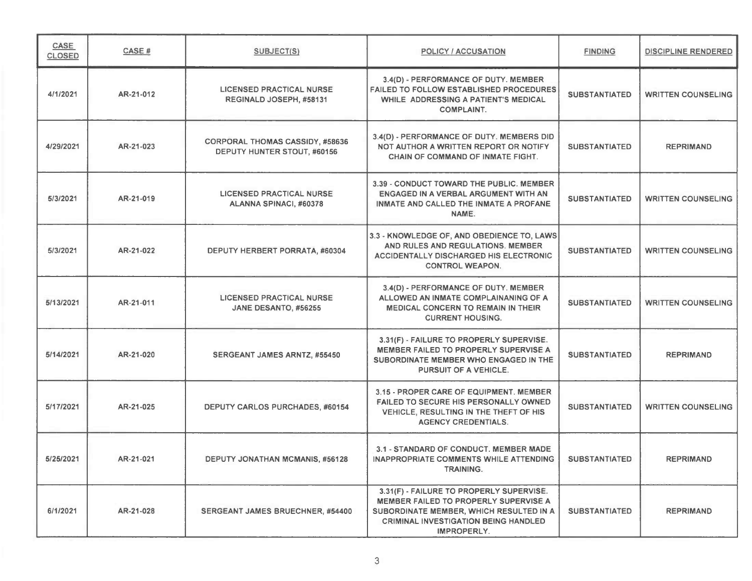| CASE CLOSED | CASE # | SUBJECT(S) | POLICY / ACCUSATION | FINDING | DISCIPLINE RENDERED |
|---|---|---|---|---|---|
| 4/1/2021 | AR-21-012 | LICENSED PRACTICAL NURSE REGINALD JOSEPH, #58131 | 3.4(D) - PERFORMANCE OF DUTY. MEMBER FAILED TO FOLLOW ESTABLISHED PROCEDURES WHILE ADDRESSING A PATIENT'S MEDICAL COMPLAINT. | SUBSTANTIATED | WRITTEN COUNSELING |
| 4/29/2021 | AR-21-023 | CORPORAL THOMAS CASSIDY, #58636 DEPUTY HUNTER STOUT, #60156 | 3.4(D) - PERFORMANCE OF DUTY. MEMBERS DID NOT AUTHOR A WRITTEN REPORT OR NOTIFY CHAIN OF COMMAND OF INMATE FIGHT. | SUBSTANTIATED | REPRIMAND |
| 5/3/2021 | AR-21-019 | LICENSED PRACTICAL NURSE ALANNA SPINACI, #60378 | 3.39 - CONDUCT TOWARD THE PUBLIC. MEMBER ENGAGED IN A VERBAL ARGUMENT WITH AN INMATE AND CALLED THE INMATE A PROFANE NAME. | SUBSTANTIATED | WRITTEN COUNSELING |
| 5/3/2021 | AR-21-022 | DEPUTY HERBERT PORRATA, #60304 | 3.3 - KNOWLEDGE OF, AND OBEDIENCE TO, LAWS AND RULES AND REGULATIONS. MEMBER ACCIDENTALLY DISCHARGED HIS ELECTRONIC CONTROL WEAPON. | SUBSTANTIATED | WRITTEN COUNSELING |
| 5/13/2021 | AR-21-011 | LICENSED PRACTICAL NURSE JANE DESANTO, #56255 | 3.4(D) - PERFORMANCE OF DUTY. MEMBER ALLOWED AN INMATE COMPLAINANING OF A MEDICAL CONCERN TO REMAIN IN THEIR CURRENT HOUSING. | SUBSTANTIATED | WRITTEN COUNSELING |
| 5/14/2021 | AR-21-020 | SERGEANT JAMES ARNTZ, #55450 | 3.31(F) - FAILURE TO PROPERLY SUPERVISE. MEMBER FAILED TO PROPERLY SUPERVISE A SUBORDINATE MEMBER WHO ENGAGED IN THE PURSUIT OF A VEHICLE. | SUBSTANTIATED | REPRIMAND |
| 5/17/2021 | AR-21-025 | DEPUTY CARLOS PURCHADES, #60154 | 3.15 - PROPER CARE OF EQUIPMENT. MEMBER FAILED TO SECURE HIS PERSONALLY OWNED VEHICLE, RESULTING IN THE THEFT OF HIS AGENCY CREDENTIALS. | SUBSTANTIATED | WRITTEN COUNSELING |
| 5/25/2021 | AR-21-021 | DEPUTY JONATHAN MCMANIS, #56128 | 3.1 - STANDARD OF CONDUCT. MEMBER MADE INAPPROPRIATE COMMENTS WHILE ATTENDING TRAINING. | SUBSTANTIATED | REPRIMAND |
| 6/1/2021 | AR-21-028 | SERGEANT JAMES BRUECHNER, #54400 | 3.31(F) - FAILURE TO PROPERLY SUPERVISE. MEMBER FAILED TO PROPERLY SUPERVISE A SUBORDINATE MEMBER, WHICH RESULTED IN A CRIMINAL INVESTIGATION BEING HANDLED IMPROPERLY. | SUBSTANTIATED | REPRIMAND |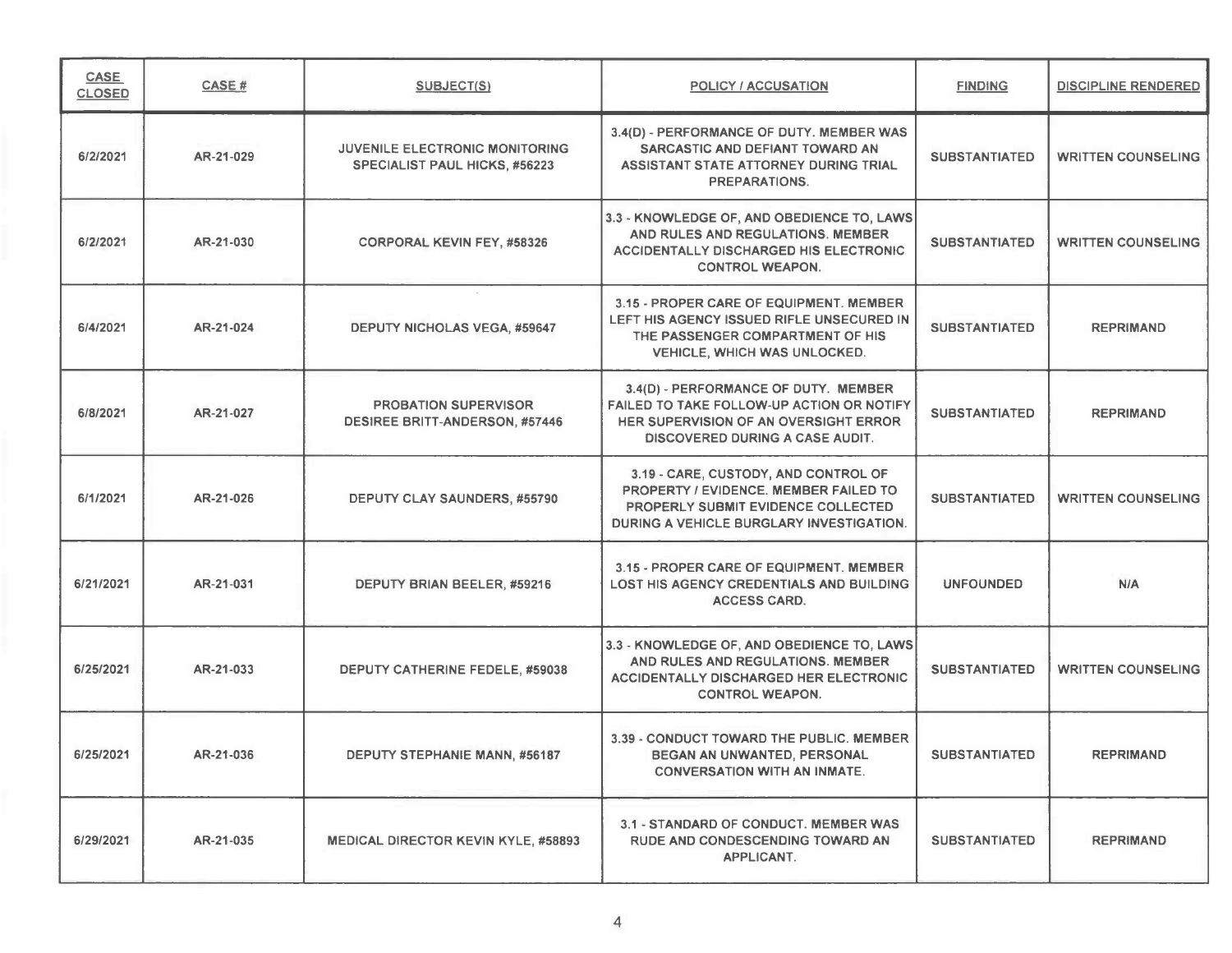| CASE CLOSED | CASE # | SUBJECT(S) | POLICY / ACCUSATION | FINDING | DISCIPLINE RENDERED |
|---|---|---|---|---|---|
| 6/2/2021 | AR-21-029 | JUVENILE ELECTRONIC MONITORING SPECIALIST PAUL HICKS, #56223 | 3.4(D) - PERFORMANCE OF DUTY. MEMBER WAS SARCASTIC AND DEFIANT TOWARD AN ASSISTANT STATE ATTORNEY DURING TRIAL PREPARATIONS. | SUBSTANTIATED | WRITTEN COUNSELING |
| 6/2/2021 | AR-21-030 | CORPORAL KEVIN FEY, #58326 | 3.3 - KNOWLEDGE OF, AND OBEDIENCE TO, LAWS AND RULES AND REGULATIONS. MEMBER ACCIDENTALLY DISCHARGED HIS ELECTRONIC CONTROL WEAPON. | SUBSTANTIATED | WRITTEN COUNSELING |
| 6/4/2021 | AR-21-024 | DEPUTY NICHOLAS VEGA, #59647 | 3.15 - PROPER CARE OF EQUIPMENT. MEMBER LEFT HIS AGENCY ISSUED RIFLE UNSECURED IN THE PASSENGER COMPARTMENT OF HIS VEHICLE, WHICH WAS UNLOCKED. | SUBSTANTIATED | REPRIMAND |
| 6/8/2021 | AR-21-027 | PROBATION SUPERVISOR DESIREE BRITT-ANDERSON, #57446 | 3.4(D) - PERFORMANCE OF DUTY. MEMBER FAILED TO TAKE FOLLOW-UP ACTION OR NOTIFY HER SUPERVISION OF AN OVERSIGHT ERROR DISCOVERED DURING A CASE AUDIT. | SUBSTANTIATED | REPRIMAND |
| 6/1/2021 | AR-21-026 | DEPUTY CLAY SAUNDERS, #55790 | 3.19 - CARE, CUSTODY, AND CONTROL OF PROPERTY / EVIDENCE. MEMBER FAILED TO PROPERLY SUBMIT EVIDENCE COLLECTED DURING A VEHICLE BURGLARY INVESTIGATION. | SUBSTANTIATED | WRITTEN COUNSELING |
| 6/21/2021 | AR-21-031 | DEPUTY BRIAN BEELER, #59216 | 3.15 - PROPER CARE OF EQUIPMENT. MEMBER LOST HIS AGENCY CREDENTIALS AND BUILDING ACCESS CARD. | UNFOUNDED | N/A |
| 6/25/2021 | AR-21-033 | DEPUTY CATHERINE FEDELE, #59038 | 3.3 - KNOWLEDGE OF, AND OBEDIENCE TO, LAWS AND RULES AND REGULATIONS. MEMBER ACCIDENTALLY DISCHARGED HER ELECTRONIC CONTROL WEAPON. | SUBSTANTIATED | WRITTEN COUNSELING |
| 6/25/2021 | AR-21-036 | DEPUTY STEPHANIE MANN, #56187 | 3.39 - CONDUCT TOWARD THE PUBLIC. MEMBER BEGAN AN UNWANTED, PERSONAL CONVERSATION WITH AN INMATE. | SUBSTANTIATED | REPRIMAND |
| 6/29/2021 | AR-21-035 | MEDICAL DIRECTOR KEVIN KYLE, #58893 | 3.1 - STANDARD OF CONDUCT. MEMBER WAS RUDE AND CONDESCENDING TOWARD AN APPLICANT. | SUBSTANTIATED | REPRIMAND |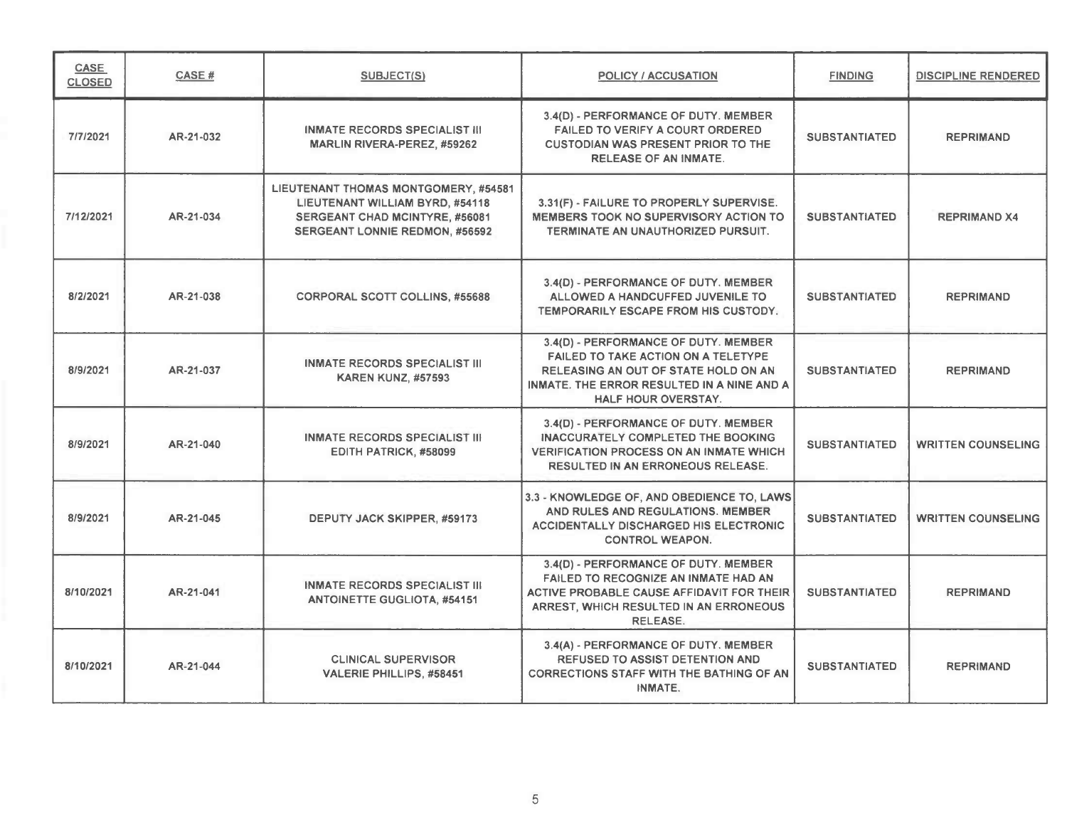| CASE CLOSED | CASE # | SUBJECT(S) | POLICY / ACCUSATION | FINDING | DISCIPLINE RENDERED |
|---|---|---|---|---|---|
| 7/7/2021 | AR-21-032 | INMATE RECORDS SPECIALIST III MARLIN RIVERA-PEREZ, #59262 | 3.4(D) - PERFORMANCE OF DUTY. MEMBER FAILED TO VERIFY A COURT ORDERED CUSTODIAN WAS PRESENT PRIOR TO THE RELEASE OF AN INMATE. | SUBSTANTIATED | REPRIMAND |
| 7/12/2021 | AR-21-034 | LIEUTENANT THOMAS MONTGOMERY, #54581<br>LIEUTENANT WILLIAM BYRD, #54118<br>SERGEANT CHAD MCINTYRE, #56081<br>SERGEANT LONNIE REDMON, #56592 | 3.31(F) - FAILURE TO PROPERLY SUPERVISE. MEMBERS TOOK NO SUPERVISORY ACTION TO TERMINATE AN UNAUTHORIZED PURSUIT. | SUBSTANTIATED | REPRIMAND X4 |
| 8/2/2021 | AR-21-038 | CORPORAL SCOTT COLLINS, #55688 | 3.4(D) - PERFORMANCE OF DUTY. MEMBER ALLOWED A HANDCUFFED JUVENILE TO TEMPORARILY ESCAPE FROM HIS CUSTODY. | SUBSTANTIATED | REPRIMAND |
| 8/9/2021 | AR-21-037 | INMATE RECORDS SPECIALIST III KAREN KUNZ, #57593 | 3.4(D) - PERFORMANCE OF DUTY. MEMBER FAILED TO TAKE ACTION ON A TELETYPE RELEASING AN OUT OF STATE HOLD ON AN INMATE. THE ERROR RESULTED IN A NINE AND A HALF HOUR OVERSTAY. | SUBSTANTIATED | REPRIMAND |
| 8/9/2021 | AR-21-040 | INMATE RECORDS SPECIALIST III EDITH PATRICK, #58099 | 3.4(D) - PERFORMANCE OF DUTY. MEMBER INACCURATELY COMPLETED THE BOOKING VERIFICATION PROCESS ON AN INMATE WHICH RESULTED IN AN ERRONEOUS RELEASE. | SUBSTANTIATED | WRITTEN COUNSELING |
| 8/9/2021 | AR-21-045 | DEPUTY JACK SKIPPER, #59173 | 3.3 - KNOWLEDGE OF, AND OBEDIENCE TO, LAWS AND RULES AND REGULATIONS. MEMBER ACCIDENTALLY DISCHARGED HIS ELECTRONIC CONTROL WEAPON. | SUBSTANTIATED | WRITTEN COUNSELING |
| 8/10/2021 | AR-21-041 | INMATE RECORDS SPECIALIST III ANTOINETTE GUGLIOTA, #54151 | 3.4(D) - PERFORMANCE OF DUTY. MEMBER FAILED TO RECOGNIZE AN INMATE HAD AN ACTIVE PROBABLE CAUSE AFFIDAVIT FOR THEIR ARREST, WHICH RESULTED IN AN ERRONEOUS RELEASE. | SUBSTANTIATED | REPRIMAND |
| 8/10/2021 | AR-21-044 | CLINICAL SUPERVISOR VALERIE PHILLIPS, #58451 | 3.4(A) - PERFORMANCE OF DUTY. MEMBER REFUSED TO ASSIST DETENTION AND CORRECTIONS STAFF WITH THE BATHING OF AN INMATE. | SUBSTANTIATED | REPRIMAND |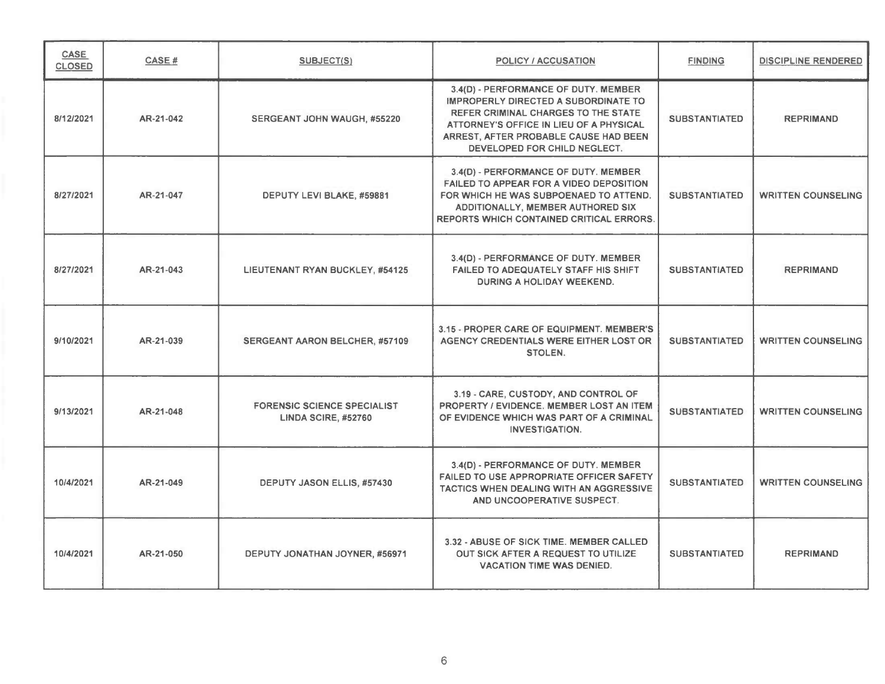| CASE CLOSED | CASE # | SUBJECT(S) | POLICY / ACCUSATION | FINDING | DISCIPLINE RENDERED |
|---|---|---|---|---|---|
| 8/12/2021 | AR-21-042 | SERGEANT JOHN WAUGH, #55220 | 3.4(D) - PERFORMANCE OF DUTY. MEMBER IMPROPERLY DIRECTED A SUBORDINATE TO REFER CRIMINAL CHARGES TO THE STATE ATTORNEY'S OFFICE IN LIEU OF A PHYSICAL ARREST, AFTER PROBABLE CAUSE HAD BEEN DEVELOPED FOR CHILD NEGLECT. | SUBSTANTIATED | REPRIMAND |
| 8/27/2021 | AR-21-047 | DEPUTY LEVI BLAKE, #59881 | 3.4(D) - PERFORMANCE OF DUTY. MEMBER FAILED TO APPEAR FOR A VIDEO DEPOSITION FOR WHICH HE WAS SUBPOENAED TO ATTEND. ADDITIONALLY, MEMBER AUTHORED SIX REPORTS WHICH CONTAINED CRITICAL ERRORS. | SUBSTANTIATED | WRITTEN COUNSELING |
| 8/27/2021 | AR-21-043 | LIEUTENANT RYAN BUCKLEY, #54125 | 3.4(D) - PERFORMANCE OF DUTY. MEMBER FAILED TO ADEQUATELY STAFF HIS SHIFT DURING A HOLIDAY WEEKEND. | SUBSTANTIATED | REPRIMAND |
| 9/10/2021 | AR-21-039 | SERGEANT AARON BELCHER, #57109 | 3.15 - PROPER CARE OF EQUIPMENT. MEMBER'S AGENCY CREDENTIALS WERE EITHER LOST OR STOLEN. | SUBSTANTIATED | WRITTEN COUNSELING |
| 9/13/2021 | AR-21-048 | FORENSIC SCIENCE SPECIALIST LINDA SCIRE, #52760 | 3.19 - CARE, CUSTODY, AND CONTROL OF PROPERTY / EVIDENCE. MEMBER LOST AN ITEM OF EVIDENCE WHICH WAS PART OF A CRIMINAL INVESTIGATION. | SUBSTANTIATED | WRITTEN COUNSELING |
| 10/4/2021 | AR-21-049 | DEPUTY JASON ELLIS, #57430 | 3.4(D) - PERFORMANCE OF DUTY. MEMBER FAILED TO USE APPROPRIATE OFFICER SAFETY TACTICS WHEN DEALING WITH AN AGGRESSIVE AND UNCOOPERATIVE SUSPECT. | SUBSTANTIATED | WRITTEN COUNSELING |
| 10/4/2021 | AR-21-050 | DEPUTY JONATHAN JOYNER, #56971 | 3.32 - ABUSE OF SICK TIME. MEMBER CALLED OUT SICK AFTER A REQUEST TO UTILIZE VACATION TIME WAS DENIED. | SUBSTANTIATED | REPRIMAND |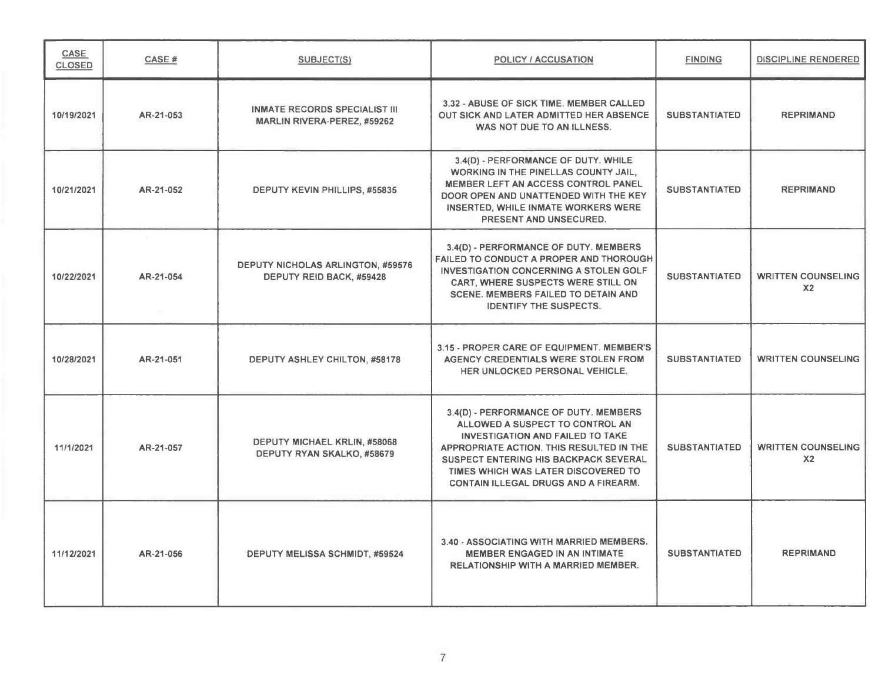| CASE CLOSED | CASE # | SUBJECT(S) | POLICY / ACCUSATION | FINDING | DISCIPLINE RENDERED |
|---|---|---|---|---|---|
| 10/19/2021 | AR-21-053 | INMATE RECORDS SPECIALIST III MARLIN RIVERA-PEREZ, #59262 | 3.32 - ABUSE OF SICK TIME. MEMBER CALLED OUT SICK AND LATER ADMITTED HER ABSENCE WAS NOT DUE TO AN ILLNESS. | SUBSTANTIATED | REPRIMAND |
| 10/21/2021 | AR-21-052 | DEPUTY KEVIN PHILLIPS, #55835 | 3.4(D) - PERFORMANCE OF DUTY. WHILE WORKING IN THE PINELLAS COUNTY JAIL, MEMBER LEFT AN ACCESS CONTROL PANEL DOOR OPEN AND UNATTENDED WITH THE KEY INSERTED, WHILE INMATE WORKERS WERE PRESENT AND UNSECURED. | SUBSTANTIATED | REPRIMAND |
| 10/22/2021 | AR-21-054 | DEPUTY NICHOLAS ARLINGTON, #59576<br>DEPUTY REID BACK, #59428 | 3.4(D) - PERFORMANCE OF DUTY. MEMBERS FAILED TO CONDUCT A PROPER AND THOROUGH INVESTIGATION CONCERNING A STOLEN GOLF CART, WHERE SUSPECTS WERE STILL ON SCENE. MEMBERS FAILED TO DETAIN AND IDENTIFY THE SUSPECTS. | SUBSTANTIATED | WRITTEN COUNSELING X2 |
| 10/28/2021 | AR-21-051 | DEPUTY ASHLEY CHILTON, #58178 | 3.15 - PROPER CARE OF EQUIPMENT. MEMBER'S AGENCY CREDENTIALS WERE STOLEN FROM HER UNLOCKED PERSONAL VEHICLE. | SUBSTANTIATED | WRITTEN COUNSELING |
| 11/1/2021 | AR-21-057 | DEPUTY MICHAEL KRLIN, #58068<br>DEPUTY RYAN SKALKO, #58679 | 3.4(D) - PERFORMANCE OF DUTY. MEMBERS ALLOWED A SUSPECT TO CONTROL AN INVESTIGATION AND FAILED TO TAKE APPROPRIATE ACTION. THIS RESULTED IN THE SUSPECT ENTERING HIS BACKPACK SEVERAL TIMES WHICH WAS LATER DISCOVERED TO CONTAIN ILLEGAL DRUGS AND A FIREARM. | SUBSTANTIATED | WRITTEN COUNSELING X2 |
| 11/12/2021 | AR-21-056 | DEPUTY MELISSA SCHMIDT, #59524 | 3.40 - ASSOCIATING WITH MARRIED MEMBERS. MEMBER ENGAGED IN AN INTIMATE RELATIONSHIP WITH A MARRIED MEMBER. | SUBSTANTIATED | REPRIMAND |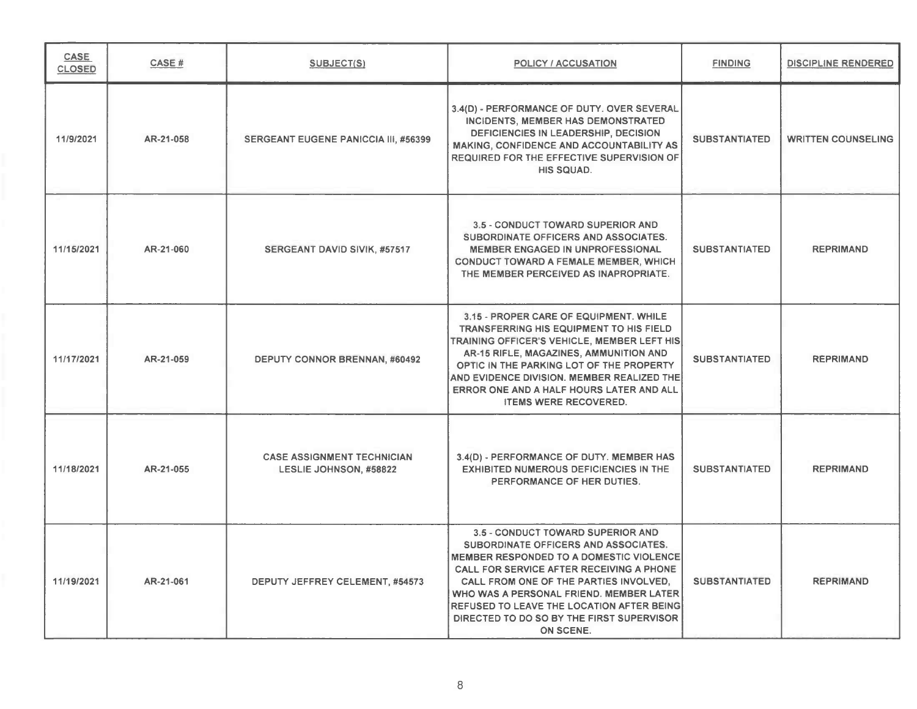| CASE CLOSED | CASE # | SUBJECT(S) | POLICY / ACCUSATION | FINDING | DISCIPLINE RENDERED |
|---|---|---|---|---|---|
| 11/9/2021 | AR-21-058 | SERGEANT EUGENE PANICCIA III, #56399 | 3.4(D) - PERFORMANCE OF DUTY. OVER SEVERAL INCIDENTS, MEMBER HAS DEMONSTRATED DEFICIENCIES IN LEADERSHIP, DECISION MAKING, CONFIDENCE AND ACCOUNTABILITY AS REQUIRED FOR THE EFFECTIVE SUPERVISION OF HIS SQUAD. | SUBSTANTIATED | WRITTEN COUNSELING |
| 11/15/2021 | AR-21-060 | SERGEANT DAVID SIVIK, #57517 | 3.5 - CONDUCT TOWARD SUPERIOR AND SUBORDINATE OFFICERS AND ASSOCIATES. MEMBER ENGAGED IN UNPROFESSIONAL CONDUCT TOWARD A FEMALE MEMBER, WHICH THE MEMBER PERCEIVED AS INAPROPRIATE. | SUBSTANTIATED | REPRIMAND |
| 11/17/2021 | AR-21-059 | DEPUTY CONNOR BRENNAN, #60492 | 3.15 - PROPER CARE OF EQUIPMENT. WHILE TRANSFERRING HIS EQUIPMENT TO HIS FIELD TRAINING OFFICER'S VEHICLE, MEMBER LEFT HIS AR-15 RIFLE, MAGAZINES, AMMUNITION AND OPTIC IN THE PARKING LOT OF THE PROPERTY AND EVIDENCE DIVISION. MEMBER REALIZED THE ERROR ONE AND A HALF HOURS LATER AND ALL ITEMS WERE RECOVERED. | SUBSTANTIATED | REPRIMAND |
| 11/18/2021 | AR-21-055 | CASE ASSIGNMENT TECHNICIAN LESLIE JOHNSON, #58822 | 3.4(D) - PERFORMANCE OF DUTY. MEMBER HAS EXHIBITED NUMEROUS DEFICIENCIES IN THE PERFORMANCE OF HER DUTIES. | SUBSTANTIATED | REPRIMAND |
| 11/19/2021 | AR-21-061 | DEPUTY JEFFREY CELEMENT, #54573 | 3.5 - CONDUCT TOWARD SUPERIOR AND SUBORDINATE OFFICERS AND ASSOCIATES. MEMBER RESPONDED TO A DOMESTIC VIOLENCE CALL FOR SERVICE AFTER RECEIVING A PHONE CALL FROM ONE OF THE PARTIES INVOLVED, WHO WAS A PERSONAL FRIEND. MEMBER LATER REFUSED TO LEAVE THE LOCATION AFTER BEING DIRECTED TO DO SO BY THE FIRST SUPERVISOR ON SCENE. | SUBSTANTIATED | REPRIMAND |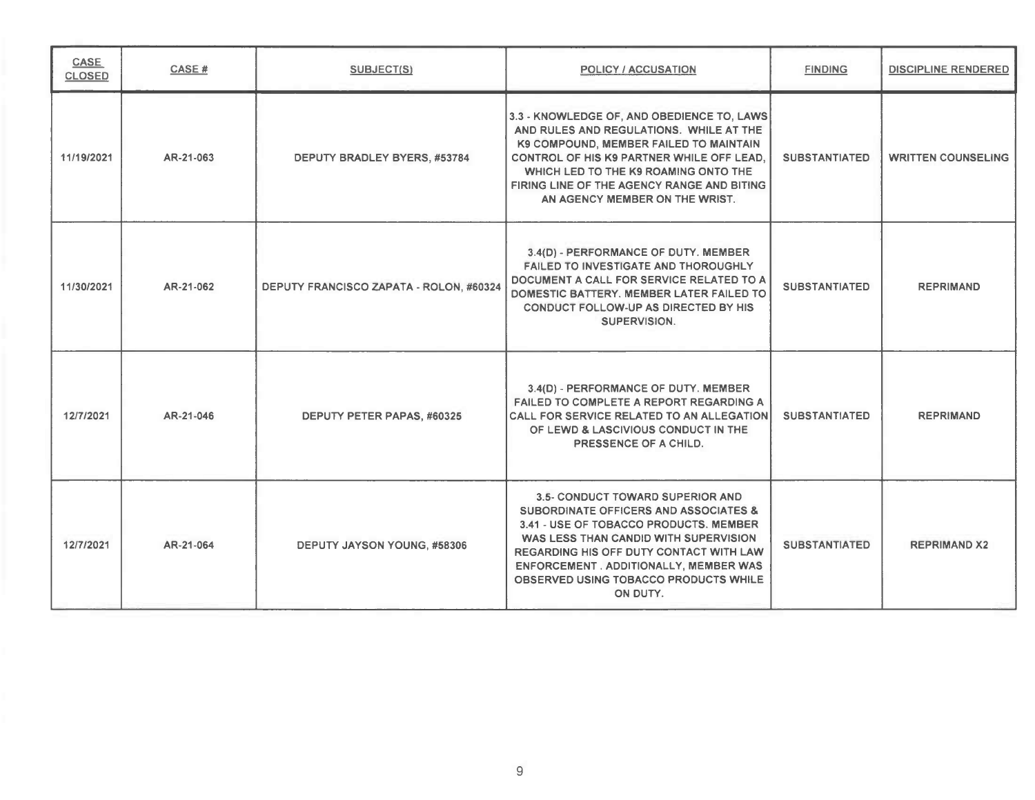| CASE CLOSED | CASE # | SUBJECT(S) | POLICY / ACCUSATION | FINDING | DISCIPLINE RENDERED |
| --- | --- | --- | --- | --- | --- |
| 11/19/2021 | AR-21-063 | DEPUTY BRADLEY BYERS, #53784 | 3.3 - KNOWLEDGE OF, AND OBEDIENCE TO, LAWS AND RULES AND REGULATIONS. WHILE AT THE K9 COMPOUND, MEMBER FAILED TO MAINTAIN CONTROL OF HIS K9 PARTNER WHILE OFF LEAD, WHICH LED TO THE K9 ROAMING ONTO THE FIRING LINE OF THE AGENCY RANGE AND BITING AN AGENCY MEMBER ON THE WRIST. | SUBSTANTIATED | WRITTEN COUNSELING |
| 11/30/2021 | AR-21-062 | DEPUTY FRANCISCO ZAPATA - ROLON, #60324 | 3.4(D) - PERFORMANCE OF DUTY. MEMBER FAILED TO INVESTIGATE AND THOROUGHLY DOCUMENT A CALL FOR SERVICE RELATED TO A DOMESTIC BATTERY. MEMBER LATER FAILED TO CONDUCT FOLLOW-UP AS DIRECTED BY HIS SUPERVISION. | SUBSTANTIATED | REPRIMAND |
| 12/7/2021 | AR-21-046 | DEPUTY PETER PAPAS, #60325 | 3.4(D) - PERFORMANCE OF DUTY. MEMBER FAILED TO COMPLETE A REPORT REGARDING A CALL FOR SERVICE RELATED TO AN ALLEGATION OF LEWD & LASCIVIOUS CONDUCT IN THE PRESSENCE OF A CHILD. | SUBSTANTIATED | REPRIMAND |
| 12/7/2021 | AR-21-064 | DEPUTY JAYSON YOUNG, #58306 | 3.5- CONDUCT TOWARD SUPERIOR AND SUBORDINATE OFFICERS AND ASSOCIATES & 3.41 - USE OF TOBACCO PRODUCTS. MEMBER WAS LESS THAN CANDID WITH SUPERVISION REGARDING HIS OFF DUTY CONTACT WITH LAW ENFORCEMENT . ADDITIONALLY, MEMBER WAS OBSERVED USING TOBACCO PRODUCTS WHILE ON DUTY. | SUBSTANTIATED | REPRIMAND X2 |